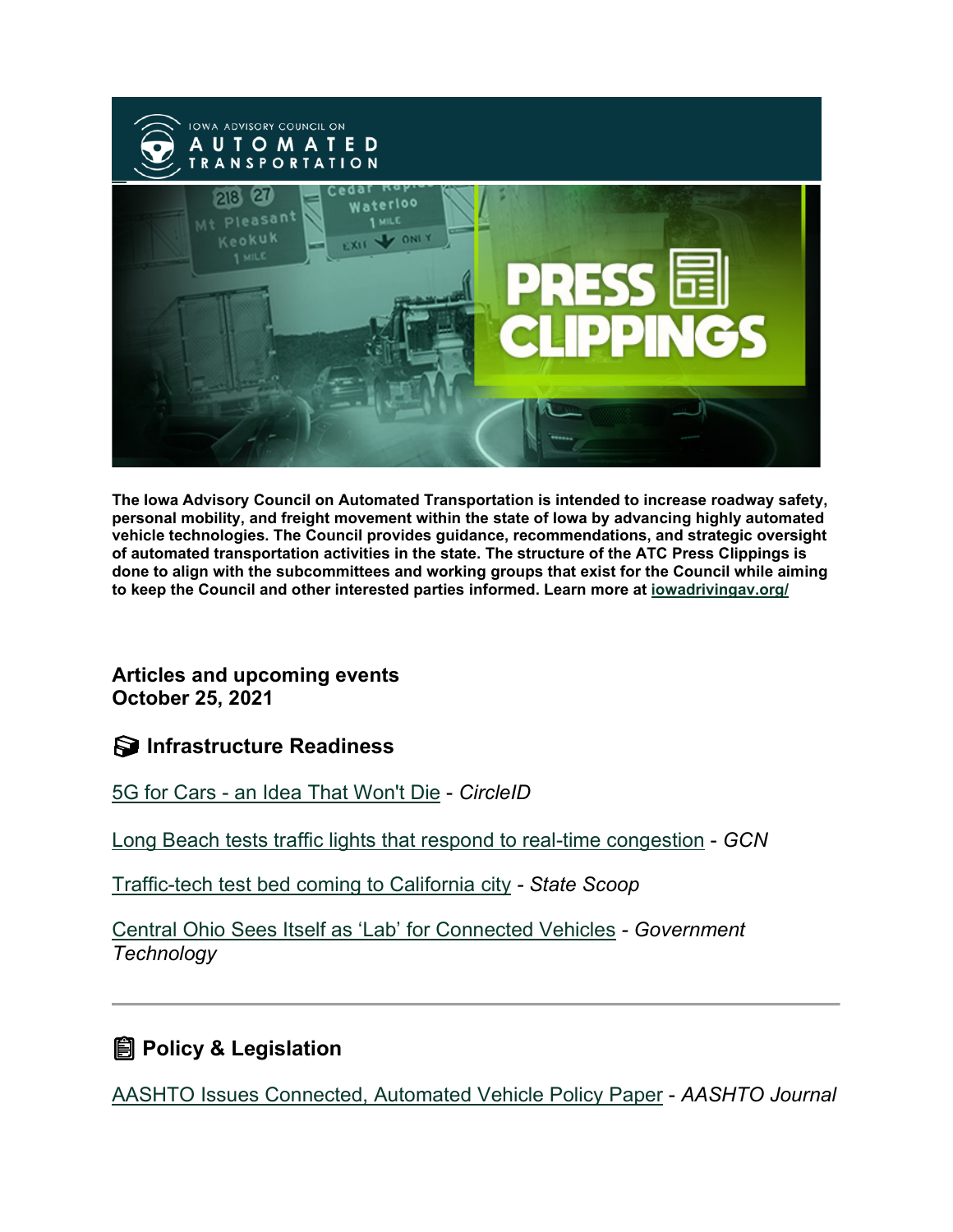**The Iowa Advisory Council on Automated Transportation is intended to increase roadway safety, personal mobility, and freight movement within the state of Iowa by advancing highly automated vehicle technologies. The Council provides guidance, recommendations, and strategic oversight of automated transportation activities in the state. The structure of the ATC Press Clippings is done to align with the subcommittees and working groups that exist for the Council while aiming to keep the Council and other interested parties informed. Learn more at iowadrivingav.org/**

**Articles and upcoming events**
**October 25, 2021**

## Infrastructure Readiness

5G for Cars - an Idea That Won't Die - *CircleID*

Long Beach tests traffic lights that respond to real-time congestion - *GCN*

Traffic-tech test bed coming to California city - *State Scoop*

Central Ohio Sees Itself as 'Lab' for Connected Vehicles - *Government Technology*

---

## Policy & Legislation

AASHTO Issues Connected, Automated Vehicle Policy Paper - *AASHTO Journal*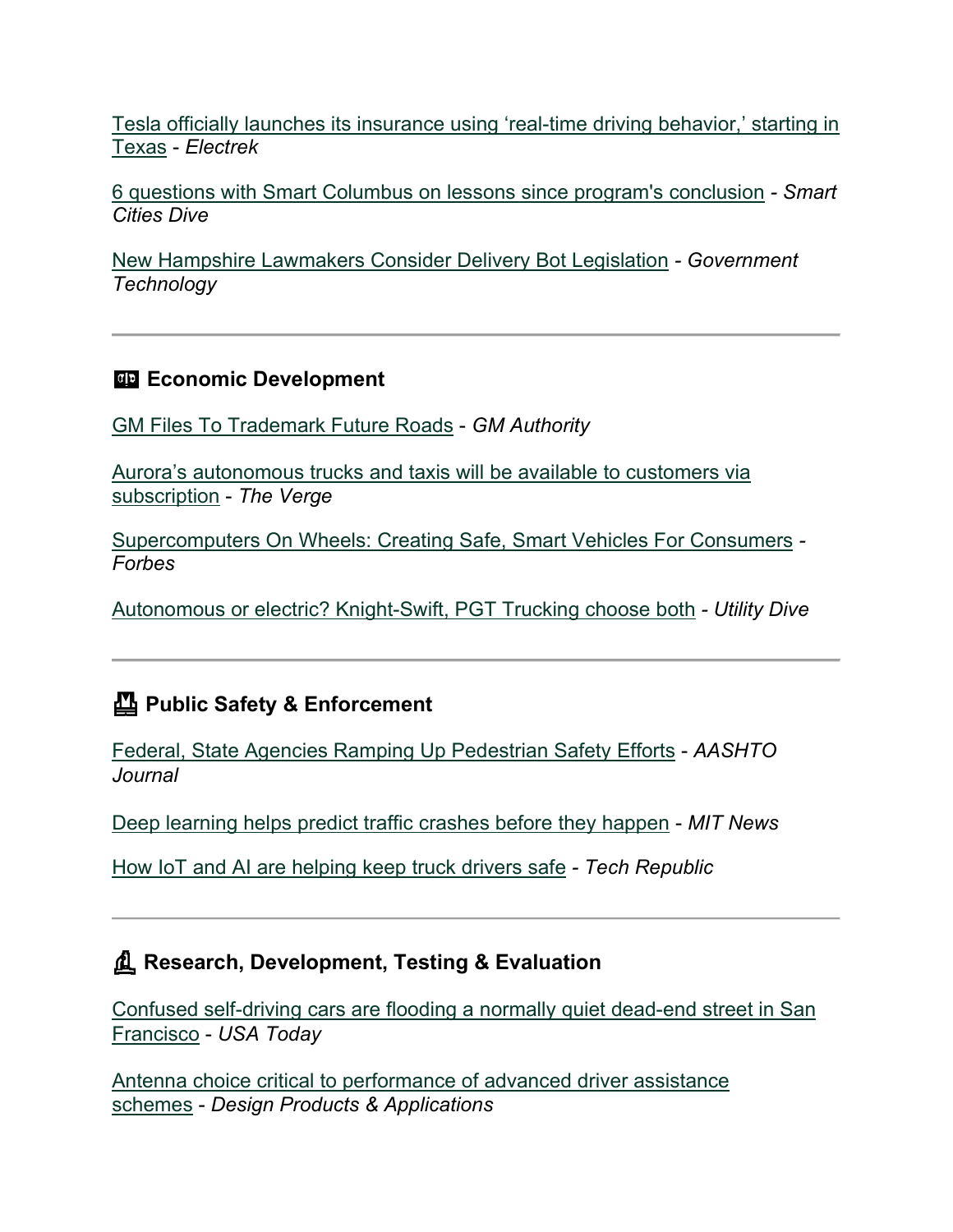Tesla officially launches its insurance using 'real-time driving behavior,' starting in Texas - *Electrek*

6 questions with Smart Columbus on lessons since program's conclusion - *Smart Cities Dive*

New Hampshire Lawmakers Consider Delivery Bot Legislation - *Government Technology*

---

### 💵 Economic Development

GM Files To Trademark Future Roads - *GM Authority*

Aurora's autonomous trucks and taxis will be available to customers via subscription - *The Verge*

Supercomputers On Wheels: Creating Safe, Smart Vehicles For Consumers - *Forbes*

Autonomous or electric? Knight-Swift, PGT Trucking choose both - *Utility Dive*

---

### 👮 Public Safety & Enforcement

Federal, State Agencies Ramping Up Pedestrian Safety Efforts - *AASHTO Journal*

Deep learning helps predict traffic crashes before they happen - *MIT News*

How IoT and AI are helping keep truck drivers safe - *Tech Republic*

---

### 🔬 Research, Development, Testing & Evaluation

Confused self-driving cars are flooding a normally quiet dead-end street in San Francisco - *USA Today*

Antenna choice critical to performance of advanced driver assistance schemes - *Design Products & Applications*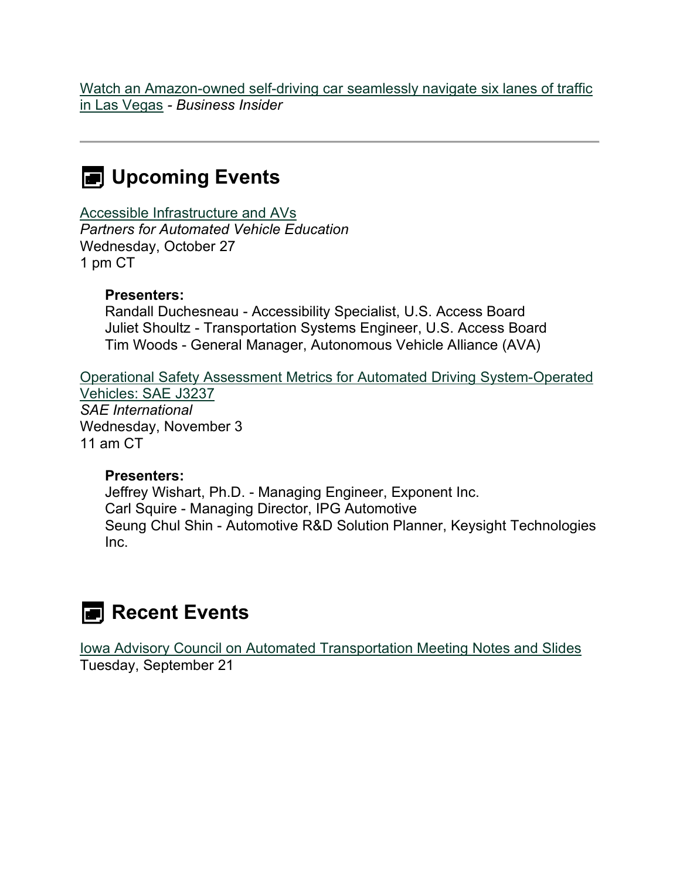Watch an Amazon-owned self-driving car seamlessly navigate six lanes of traffic in Las Vegas - *Business Insider*

---

## Upcoming Events

Accessible Infrastructure and AVs
*Partners for Automated Vehicle Education*
Wednesday, October 27
1 pm CT

**Presenters:**
Randall Duchesneau - Accessibility Specialist, U.S. Access Board
Juliet Shoultz - Transportation Systems Engineer, U.S. Access Board
Tim Woods - General Manager, Autonomous Vehicle Alliance (AVA)

Operational Safety Assessment Metrics for Automated Driving System-Operated Vehicles: SAE J3237
*SAE International*
Wednesday, November 3
11 am CT

**Presenters:**
Jeffrey Wishart, Ph.D. - Managing Engineer, Exponent Inc.
Carl Squire - Managing Director, IPG Automotive
Seung Chul Shin - Automotive R&D Solution Planner, Keysight Technologies Inc.

## Recent Events

Iowa Advisory Council on Automated Transportation Meeting Notes and Slides
Tuesday, September 21